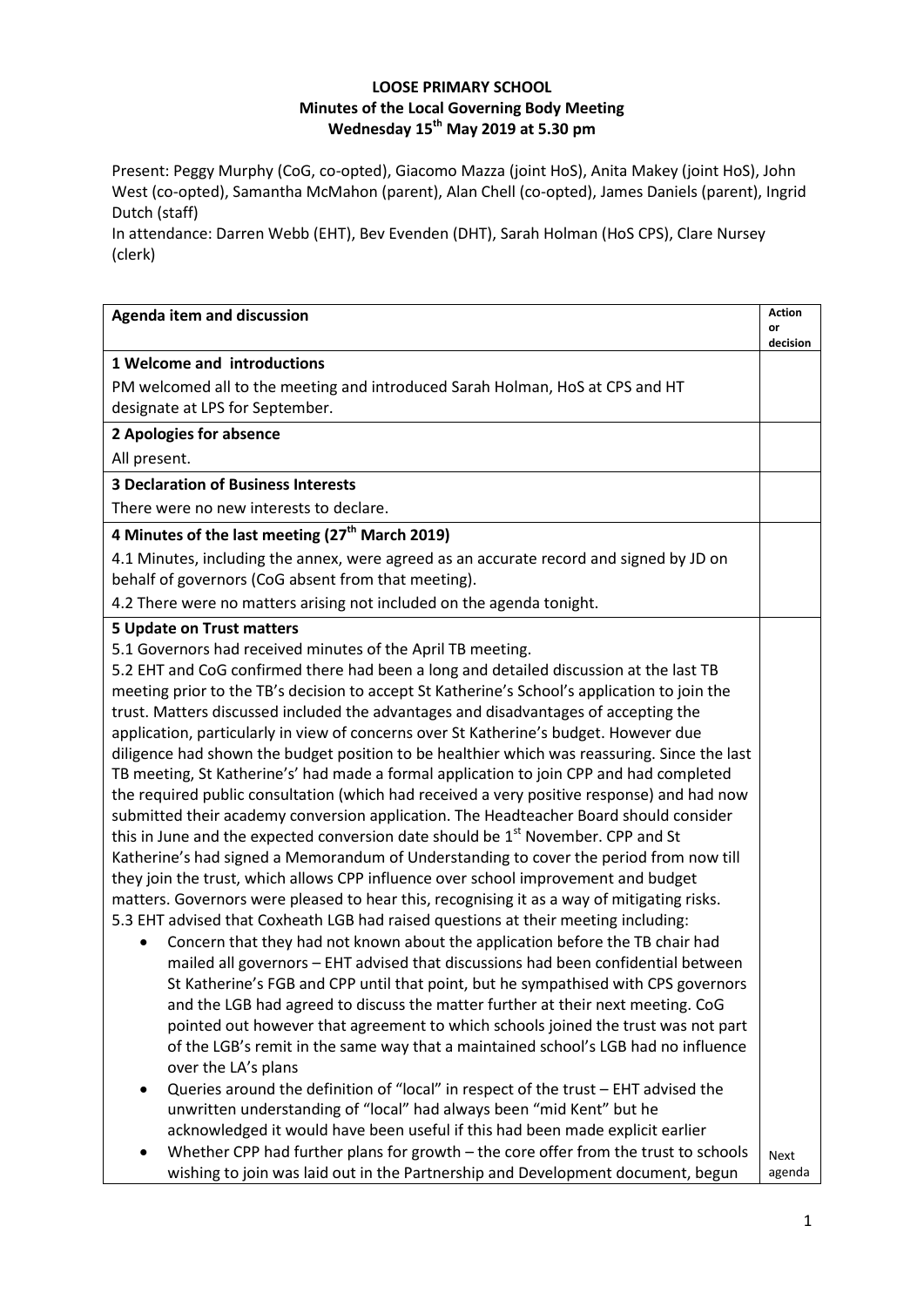# LOOSE PRIMARY SCHOOL
## Minutes of the Local Governing Body Meeting
### Wednesday 15th May 2019 at 5.30 pm

Present: Peggy Murphy (CoG, co-opted), Giacomo Mazza (joint HoS), Anita Makey (joint HoS), John West (co-opted), Samantha McMahon (parent), Alan Chell (co-opted), James Daniels (parent), Ingrid Dutch (staff)

In attendance: Darren Webb (EHT), Bev Evenden (DHT), Sarah Holman (HoS CPS), Clare Nursey (clerk)

| Agenda item and discussion | Action or decision |
|---|---|
| **1 Welcome and introductions** | |
| PM welcomed all to the meeting and introduced Sarah Holman, HoS at CPS and HT designate at LPS for September. | |
| **2 Apologies for absence** | |
| All present. | |
| **3 Declaration of Business Interests** | |
| There were no new interests to declare. | |
| **4 Minutes of the last meeting (27th March 2019)** | |
| 4.1 Minutes, including the annex, were agreed as an accurate record and signed by JD on behalf of governors (CoG absent from that meeting).<br>4.2 There were no matters arising not included on the agenda tonight. | |
| **5 Update on Trust matters**<br>5.1 Governors had received minutes of the April TB meeting.<br>5.2 EHT and CoG confirmed there had been a long and detailed discussion at the last TB meeting prior to the TB's decision to accept St Katherine's School's application to join the trust. Matters discussed included the advantages and disadvantages of accepting the application, particularly in view of concerns over St Katherine's budget. However due diligence had shown the budget position to be healthier which was reassuring. Since the last TB meeting, St Katherine's' had made a formal application to join CPP and had completed the required public consultation (which had received a very positive response) and had now submitted their academy conversion application. The Headteacher Board should consider this in June and the expected conversion date should be 1st November. CPP and St Katherine's had signed a Memorandum of Understanding to cover the period from now till they join the trust, which allows CPP influence over school improvement and budget matters. Governors were pleased to hear this, recognising it as a way of mitigating risks.<br>5.3 EHT advised that Coxheath LGB had raised questions at their meeting including:<br>• Concern that they had not known about the application before the TB chair had mailed all governors – EHT advised that discussions had been confidential between St Katherine's FGB and CPP until that point, but he sympathised with CPS governors and the LGB had agreed to discuss the matter further at their next meeting. CoG pointed out however that agreement to which schools joined the trust was not part of the LGB's remit in the same way that a maintained school's LGB had no influence over the LA's plans<br>• Queries around the definition of "local" in respect of the trust – EHT advised the unwritten understanding of "local" had always been "mid Kent" but he acknowledged it would have been useful if this had been made explicit earlier<br>• Whether CPP had further plans for growth – the core offer from the trust to schools wishing to join was laid out in the Partnership and Development document, begun | Next agenda |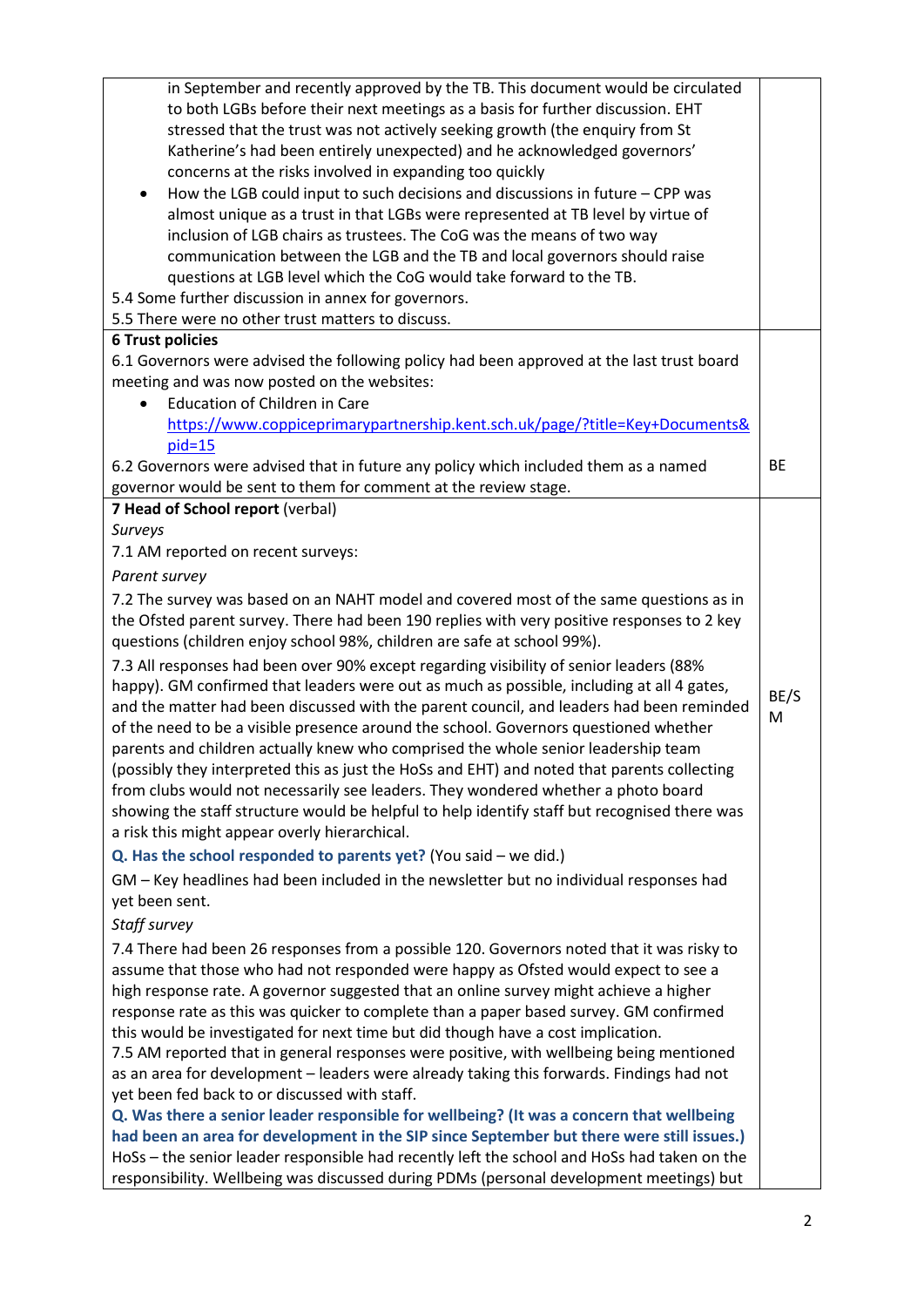| | |
|---|---|
| in September and recently approved by the TB. This document would be circulated to both LGBs before their next meetings as a basis for further discussion. EHT stressed that the trust was not actively seeking growth (the enquiry from St Katherine's had been entirely unexpected) and he acknowledged governors' concerns at the risks involved in expanding too quickly<br>• How the LGB could input to such decisions and discussions in future – CPP was almost unique as a trust in that LGBs were represented at TB level by virtue of inclusion of LGB chairs as trustees. The CoG was the means of two way communication between the LGB and the TB and local governors should raise questions at LGB level which the CoG would take forward to the TB.<br>5.4 Some further discussion in annex for governors.<br>5.5 There were no other trust matters to discuss. | |
| **6 Trust policies**<br>6.1 Governors were advised the following policy had been approved at the last trust board meeting and was now posted on the websites:<br>• Education of Children in Care<br>https://www.coppiceprimarypartnership.kent.sch.uk/page/?title=Key+Documents&pid=15<br>6.2 Governors were advised that in future any policy which included them as a named governor would be sent to them for comment at the review stage. | BE |
| **7 Head of School report** (verbal)<br>*Surveys*<br>7.1 AM reported on recent surveys:<br>*Parent survey*<br>7.2 The survey was based on an NAHT model and covered most of the same questions as in the Ofsted parent survey. There had been 190 replies with very positive responses to 2 key questions (children enjoy school 98%, children are safe at school 99%).<br>7.3 All responses had been over 90% except regarding visibility of senior leaders (88% happy). GM confirmed that leaders were out as much as possible, including at all 4 gates, and the matter had been discussed with the parent council, and leaders had been reminded of the need to be a visible presence around the school. Governors questioned whether parents and children actually knew who comprised the whole senior leadership team (possibly they interpreted this as just the HoSs and EHT) and noted that parents collecting from clubs would not necessarily see leaders. They wondered whether a photo board showing the staff structure would be helpful to help identify staff but recognised there was a risk this might appear overly hierarchical.<br>**Q. Has the school responded to parents yet?** (You said – we did.)<br>GM – Key headlines had been included in the newsletter but no individual responses had yet been sent.<br>*Staff survey*<br>7.4 There had been 26 responses from a possible 120. Governors noted that it was risky to assume that those who had not responded were happy as Ofsted would expect to see a high response rate. A governor suggested that an online survey might achieve a higher response rate as this was quicker to complete than a paper based survey. GM confirmed this would be investigated for next time but did though have a cost implication.<br>7.5 AM reported that in general responses were positive, with wellbeing being mentioned as an area for development – leaders were already taking this forwards. Findings had not yet been fed back to or discussed with staff.<br>**Q. Was there a senior leader responsible for wellbeing? (It was a concern that wellbeing had been an area for development in the SIP since September but there were still issues.)**<br>HoSs – the senior leader responsible had recently left the school and HoSs had taken on the responsibility. Wellbeing was discussed during PDMs (personal development meetings) but | BE/SM |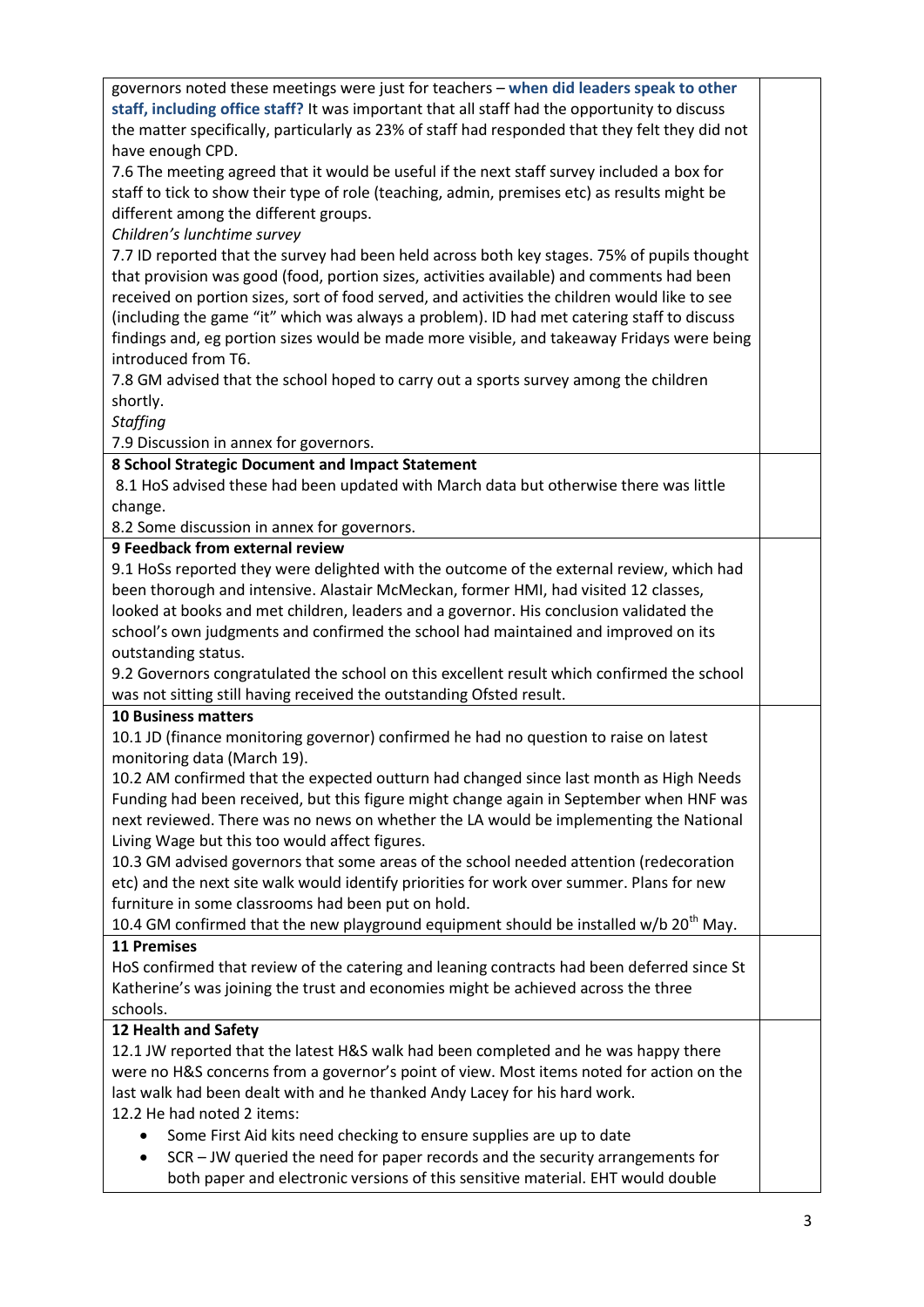| | |
|---|---|
| governors noted these meetings were just for teachers – **when did leaders speak to other staff, including office staff?** It was important that all staff had the opportunity to discuss the matter specifically, particularly as 23% of staff had responded that they felt they did not have enough CPD.<br>7.6 The meeting agreed that it would be useful if the next staff survey included a box for staff to tick to show their type of role (teaching, admin, premises etc) as results might be different among the different groups.<br>*Children's lunchtime survey*<br>7.7 ID reported that the survey had been held across both key stages. 75% of pupils thought that provision was good (food, portion sizes, activities available) and comments had been received on portion sizes, sort of food served, and activities the children would like to see (including the game "it" which was always a problem). ID had met catering staff to discuss findings and, eg portion sizes would be made more visible, and takeaway Fridays were being introduced from T6.<br>7.8 GM advised that the school hoped to carry out a sports survey among the children shortly.<br>*Staffing*<br>7.9 Discussion in annex for governors. | |
| **8 School Strategic Document and Impact Statement**<br>8.1 HoS advised these had been updated with March data but otherwise there was little change.<br>8.2 Some discussion in annex for governors. | |
| **9 Feedback from external review**<br>9.1 HoSs reported they were delighted with the outcome of the external review, which had been thorough and intensive. Alastair McMeckan, former HMI, had visited 12 classes, looked at books and met children, leaders and a governor. His conclusion validated the school's own judgments and confirmed the school had maintained and improved on its outstanding status.<br>9.2 Governors congratulated the school on this excellent result which confirmed the school was not sitting still having received the outstanding Ofsted result. | |
| **10 Business matters**<br>10.1 JD (finance monitoring governor) confirmed he had no question to raise on latest monitoring data (March 19).<br>10.2 AM confirmed that the expected outturn had changed since last month as High Needs Funding had been received, but this figure might change again in September when HNF was next reviewed. There was no news on whether the LA would be implementing the National Living Wage but this too would affect figures.<br>10.3 GM advised governors that some areas of the school needed attention (redecoration etc) and the next site walk would identify priorities for work over summer. Plans for new furniture in some classrooms had been put on hold.<br>10.4 GM confirmed that the new playground equipment should be installed w/b 20th May. | |
| **11 Premises**<br>HoS confirmed that review of the catering and leaning contracts had been deferred since St Katherine's was joining the trust and economies might be achieved across the three schools. | |
| **12 Health and Safety**<br>12.1 JW reported that the latest H&S walk had been completed and he was happy there were no H&S concerns from a governor's point of view. Most items noted for action on the last walk had been dealt with and he thanked Andy Lacey for his hard work.<br>12.2 He had noted 2 items:<br>• Some First Aid kits need checking to ensure supplies are up to date<br>• SCR – JW queried the need for paper records and the security arrangements for both paper and electronic versions of this sensitive material. EHT would double | |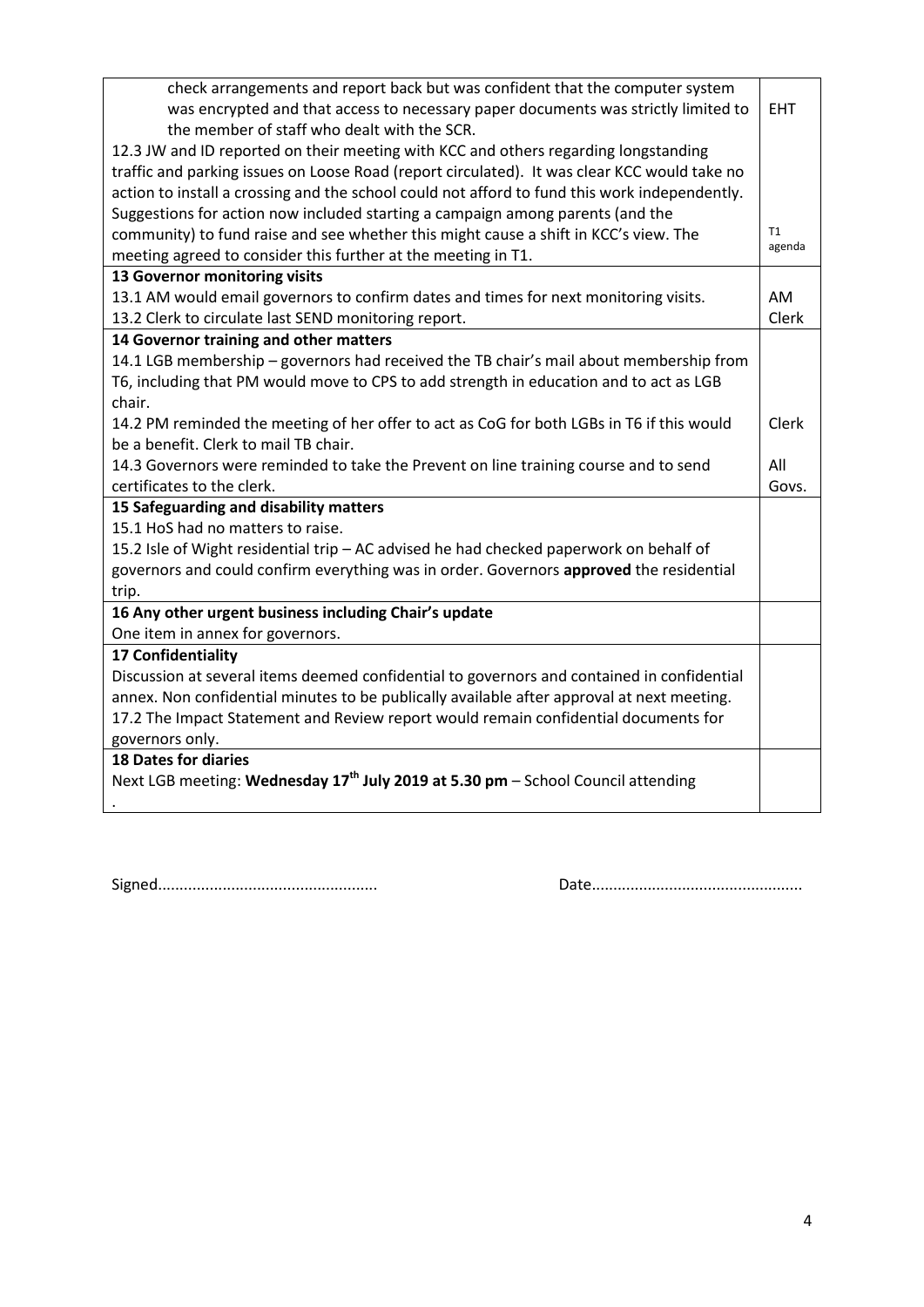| | |
|---|---|
| check arrangements and report back but was confident that the computer system was encrypted and that access to necessary paper documents was strictly limited to the member of staff who dealt with the SCR. | EHT |
| 12.3 JW and ID reported on their meeting with KCC and others regarding longstanding traffic and parking issues on Loose Road (report circulated). It was clear KCC would take no action to install a crossing and the school could not afford to fund this work independently. Suggestions for action now included starting a campaign among parents (and the community) to fund raise and see whether this might cause a shift in KCC's view. The meeting agreed to consider this further at the meeting in T1. | T1 agenda |
| **13 Governor monitoring visits** | |
| 13.1 AM would email governors to confirm dates and times for next monitoring visits.<br>13.2 Clerk to circulate last SEND monitoring report. | AM<br>Clerk |
| **14 Governor training and other matters** | |
| 14.1 LGB membership – governors had received the TB chair's mail about membership from T6, including that PM would move to CPS to add strength in education and to act as LGB chair.<br>14.2 PM reminded the meeting of her offer to act as CoG for both LGBs in T6 if this would be a benefit. Clerk to mail TB chair.<br>14.3 Governors were reminded to take the Prevent on line training course and to send certificates to the clerk. | <br><br>Clerk<br><br>All Govs. |
| **15 Safeguarding and disability matters** | |
| 15.1 HoS had no matters to raise.<br>15.2 Isle of Wight residential trip – AC advised he had checked paperwork on behalf of governors and could confirm everything was in order. Governors **approved** the residential trip. | |
| **16 Any other urgent business including Chair's update** | |
| One item in annex for governors. | |
| **17 Confidentiality** | |
| Discussion at several items deemed confidential to governors and contained in confidential annex. Non confidential minutes to be publically available after approval at next meeting.<br>17.2 The Impact Statement and Review report would remain confidential documents for governors only. | |
| **18 Dates for diaries** | |
| Next LGB meeting: **Wednesday 17th July 2019 at 5.30 pm** – School Council attending<br>. | |

Signed.................................................. Date................................................